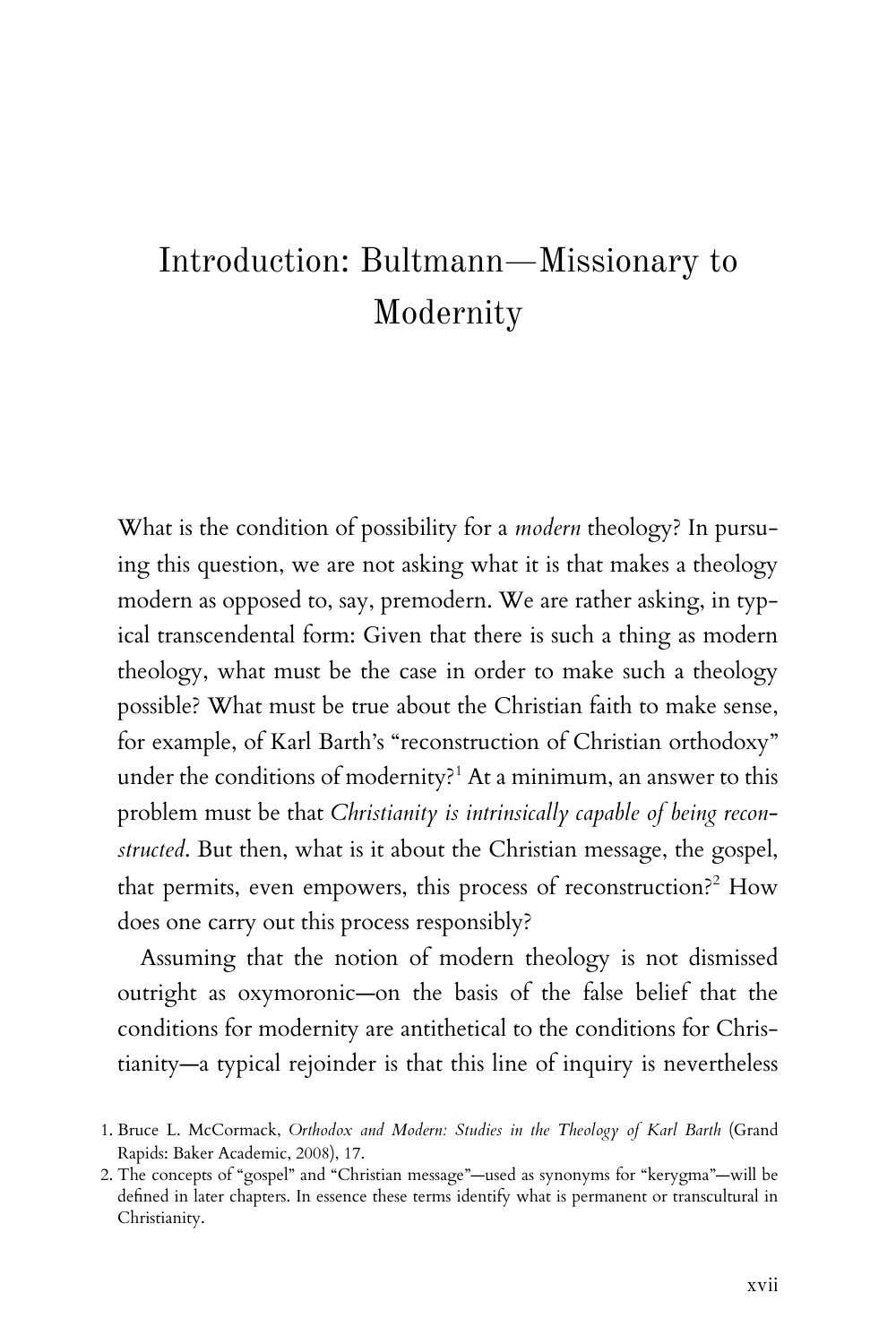# Introduction: Bultmann—Missionary to Modernity

What is the condition of possibility for a *modern* theology? In pursuing this question, we are not asking what it is that makes a theology modern as opposed to, say, premodern. We are rather asking, in typical transcendental form: Given that there is such a thing as modern theology, what must be the case in order to make such a theology possible? What must be true about the Christian faith to make sense, for example, of Karl Barth's "reconstruction of Christian orthodoxy" under the conditions of modernity?[1] At a minimum, an answer to this problem must be that *Christianity is intrinsically capable of being reconstructed*. But then, what is it about the Christian message, the gospel, that permits, even empowers, this process of reconstruction?[2] How does one carry out this process responsibly?

Assuming that the notion of modern theology is not dismissed outright as oxymoronic—on the basis of the false belief that the conditions for modernity are antithetical to the conditions for Christianity—a typical rejoinder is that this line of inquiry is nevertheless

1. Bruce L. McCormack, *Orthodox and Modern: Studies in the Theology of Karl Barth* (Grand Rapids: Baker Academic, 2008), 17.

2. The concepts of "gospel" and "Christian message"—used as synonyms for "kerygma"—will be defined in later chapters. In essence these terms identify what is permanent or transcultural in Christianity.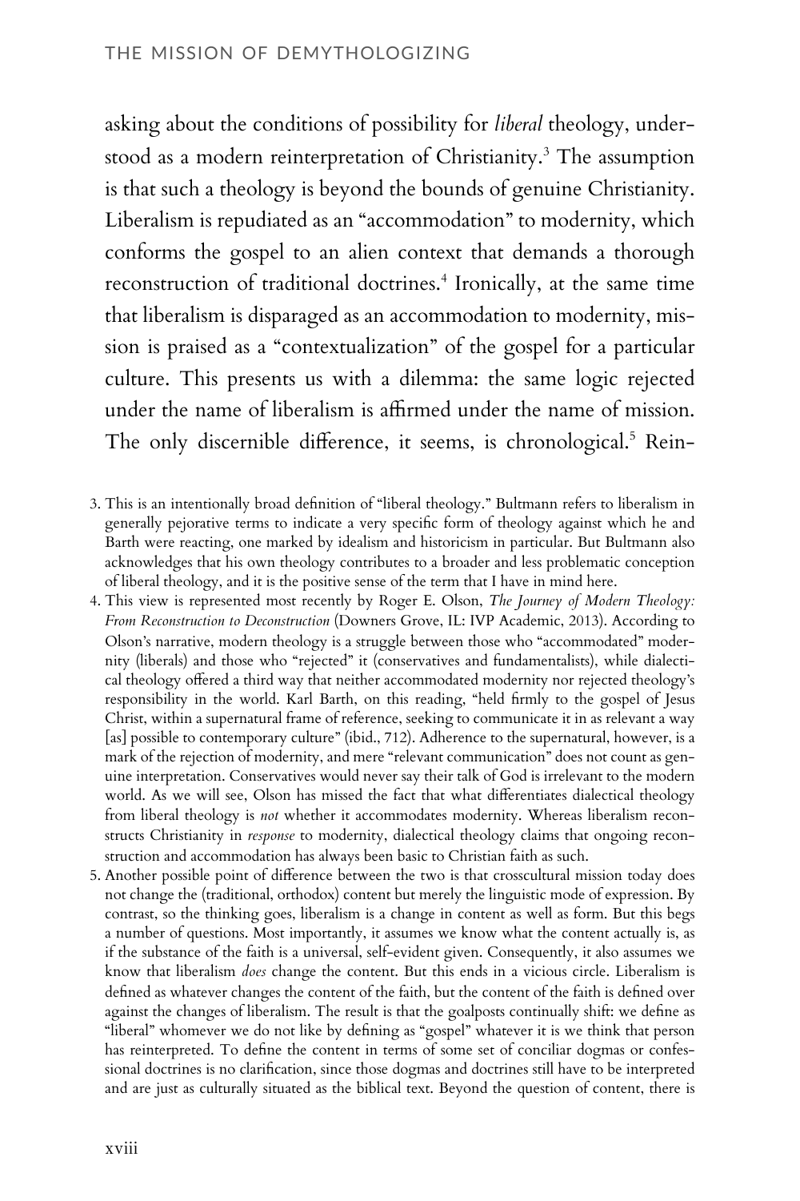asking about the conditions of possibility for *liberal* theology, understood as a modern reinterpretation of Christianity.[3] The assumption is that such a theology is beyond the bounds of genuine Christianity. Liberalism is repudiated as an "accommodation" to modernity, which conforms the gospel to an alien context that demands a thorough reconstruction of traditional doctrines.[4] Ironically, at the same time that liberalism is disparaged as an accommodation to modernity, mission is praised as a "contextualization" of the gospel for a particular culture. This presents us with a dilemma: the same logic rejected under the name of liberalism is affirmed under the name of mission. The only discernible difference, it seems, is chronological.[5] Rein-

3. This is an intentionally broad definition of "liberal theology." Bultmann refers to liberalism in generally pejorative terms to indicate a very specific form of theology against which he and Barth were reacting, one marked by idealism and historicism in particular. But Bultmann also acknowledges that his own theology contributes to a broader and less problematic conception of liberal theology, and it is the positive sense of the term that I have in mind here.

4. This view is represented most recently by Roger E. Olson, *The Journey of Modern Theology: From Reconstruction to Deconstruction* (Downers Grove, IL: IVP Academic, 2013). According to Olson's narrative, modern theology is a struggle between those who "accommodated" modernity (liberals) and those who "rejected" it (conservatives and fundamentalists), while dialectical theology offered a third way that neither accommodated modernity nor rejected theology's responsibility in the world. Karl Barth, on this reading, "held firmly to the gospel of Jesus Christ, within a supernatural frame of reference, seeking to communicate it in as relevant a way [as] possible to contemporary culture" (ibid., 712). Adherence to the supernatural, however, is a mark of the rejection of modernity, and mere "relevant communication" does not count as genuine interpretation. Conservatives would never say their talk of God is irrelevant to the modern world. As we will see, Olson has missed the fact that what differentiates dialectical theology from liberal theology is *not* whether it accommodates modernity. Whereas liberalism reconstructs Christianity in *response* to modernity, dialectical theology claims that ongoing reconstruction and accommodation has always been basic to Christian faith as such.

5. Another possible point of difference between the two is that crosscultural mission today does not change the (traditional, orthodox) content but merely the linguistic mode of expression. By contrast, so the thinking goes, liberalism is a change in content as well as form. But this begs a number of questions. Most importantly, it assumes we know what the content actually is, as if the substance of the faith is a universal, self-evident given. Consequently, it also assumes we know that liberalism *does* change the content. But this ends in a vicious circle. Liberalism is defined as whatever changes the content of the faith, but the content of the faith is defined over against the changes of liberalism. The result is that the goalposts continually shift: we define as "liberal" whomever we do not like by defining as "gospel" whatever it is we think that person has reinterpreted. To define the content in terms of some set of conciliar dogmas or confessional doctrines is no clarification, since those dogmas and doctrines still have to be interpreted and are just as culturally situated as the biblical text. Beyond the question of content, there is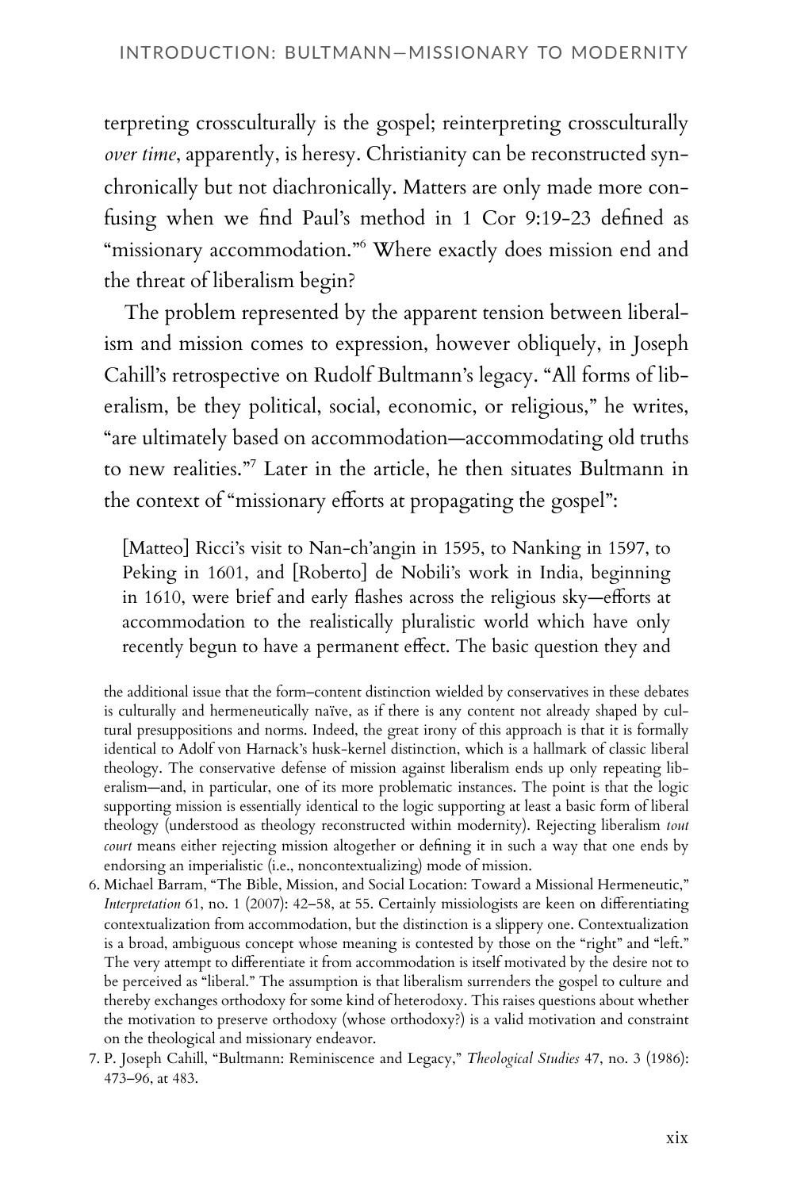terpreting crossculturally is the gospel; reinterpreting crossculturally *over time*, apparently, is heresy. Christianity can be reconstructed synchronically but not diachronically. Matters are only made more confusing when we find Paul's method in 1 Cor 9:19-23 defined as "missionary accommodation."[6] Where exactly does mission end and the threat of liberalism begin?

The problem represented by the apparent tension between liberalism and mission comes to expression, however obliquely, in Joseph Cahill's retrospective on Rudolf Bultmann's legacy. "All forms of liberalism, be they political, social, economic, or religious," he writes, "are ultimately based on accommodation—accommodating old truths to new realities."[7] Later in the article, he then situates Bultmann in the context of "missionary efforts at propagating the gospel":

> [Matteo] Ricci's visit to Nan-ch'angin in 1595, to Nanking in 1597, to Peking in 1601, and [Roberto] de Nobili's work in India, beginning in 1610, were brief and early flashes across the religious sky—efforts at accommodation to the realistically pluralistic world which have only recently begun to have a permanent effect. The basic question they and

the additional issue that the form–content distinction wielded by conservatives in these debates is culturally and hermeneutically naïve, as if there is any content not already shaped by cultural presuppositions and norms. Indeed, the great irony of this approach is that it is formally identical to Adolf von Harnack's husk-kernel distinction, which is a hallmark of classic liberal theology. The conservative defense of mission against liberalism ends up only repeating liberalism—and, in particular, one of its more problematic instances. The point is that the logic supporting mission is essentially identical to the logic supporting at least a basic form of liberal theology (understood as theology reconstructed within modernity). Rejecting liberalism *tout court* means either rejecting mission altogether or defining it in such a way that one ends by endorsing an imperialistic (i.e., noncontextualizing) mode of mission.

6. Michael Barram, "The Bible, Mission, and Social Location: Toward a Missional Hermeneutic," *Interpretation* 61, no. 1 (2007): 42–58, at 55. Certainly missiologists are keen on differentiating contextualization from accommodation, but the distinction is a slippery one. Contextualization is a broad, ambiguous concept whose meaning is contested by those on the "right" and "left." The very attempt to differentiate it from accommodation is itself motivated by the desire not to be perceived as "liberal." The assumption is that liberalism surrenders the gospel to culture and thereby exchanges orthodoxy for some kind of heterodoxy. This raises questions about whether the motivation to preserve orthodoxy (whose orthodoxy?) is a valid motivation and constraint on the theological and missionary endeavor.

7. P. Joseph Cahill, "Bultmann: Reminiscence and Legacy," *Theological Studies* 47, no. 3 (1986): 473–96, at 483.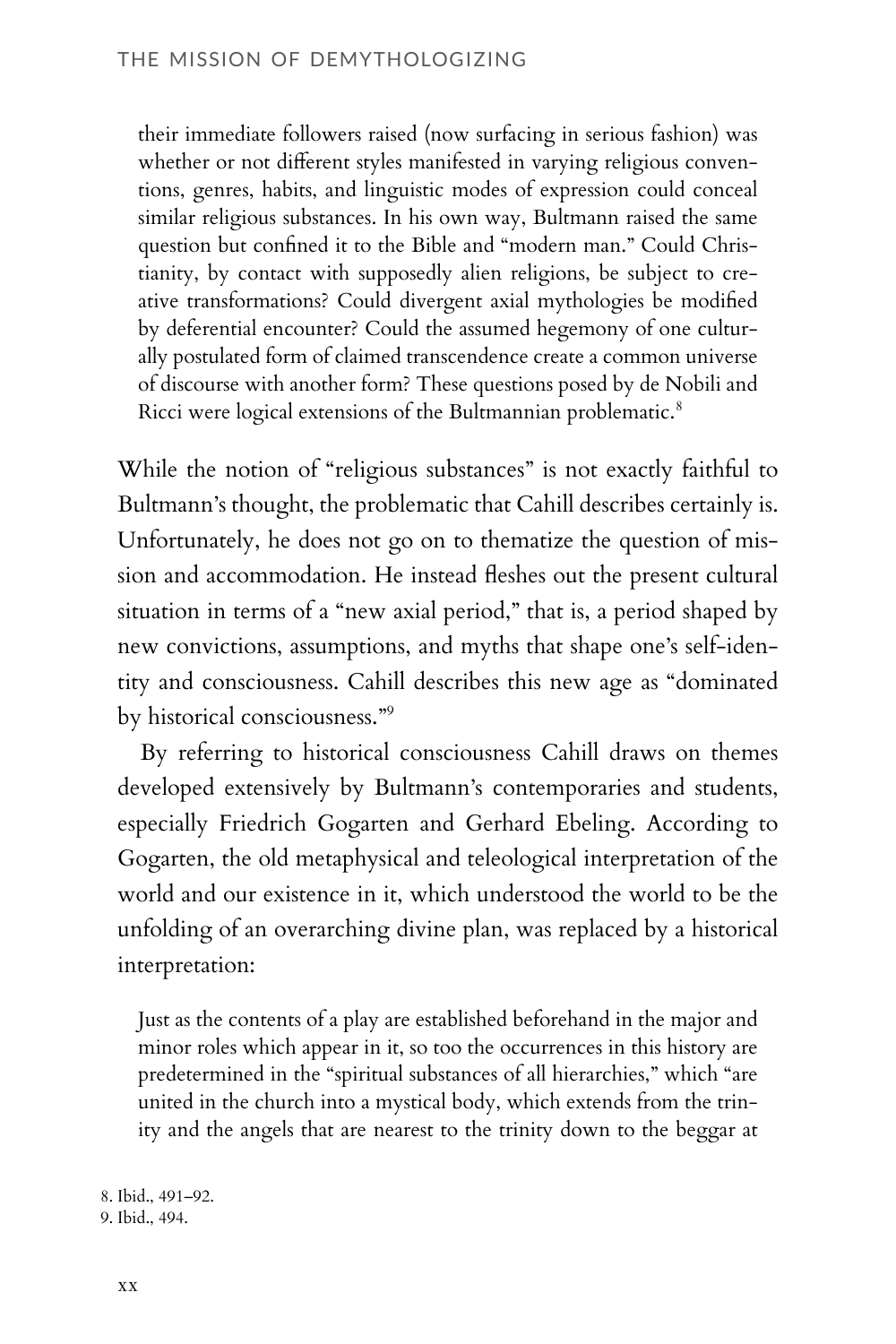> their immediate followers raised (now surfacing in serious fashion) was whether or not different styles manifested in varying religious conventions, genres, habits, and linguistic modes of expression could conceal similar religious substances. In his own way, Bultmann raised the same question but confined it to the Bible and "modern man." Could Christianity, by contact with supposedly alien religions, be subject to creative transformations? Could divergent axial mythologies be modified by deferential encounter? Could the assumed hegemony of one culturally postulated form of claimed transcendence create a common universe of discourse with another form? These questions posed by de Nobili and Ricci were logical extensions of the Bultmannian problematic.[8]

While the notion of "religious substances" is not exactly faithful to Bultmann's thought, the problematic that Cahill describes certainly is. Unfortunately, he does not go on to thematize the question of mission and accommodation. He instead fleshes out the present cultural situation in terms of a "new axial period," that is, a period shaped by new convictions, assumptions, and myths that shape one's self-identity and consciousness. Cahill describes this new age as "dominated by historical consciousness."[9]

By referring to historical consciousness Cahill draws on themes developed extensively by Bultmann's contemporaries and students, especially Friedrich Gogarten and Gerhard Ebeling. According to Gogarten, the old metaphysical and teleological interpretation of the world and our existence in it, which understood the world to be the unfolding of an overarching divine plan, was replaced by a historical interpretation:

> Just as the contents of a play are established beforehand in the major and minor roles which appear in it, so too the occurrences in this history are predetermined in the "spiritual substances of all hierarchies," which "are united in the church into a mystical body, which extends from the trinity and the angels that are nearest to the trinity down to the beggar at

8. Ibid., 491–92.
9. Ibid., 494.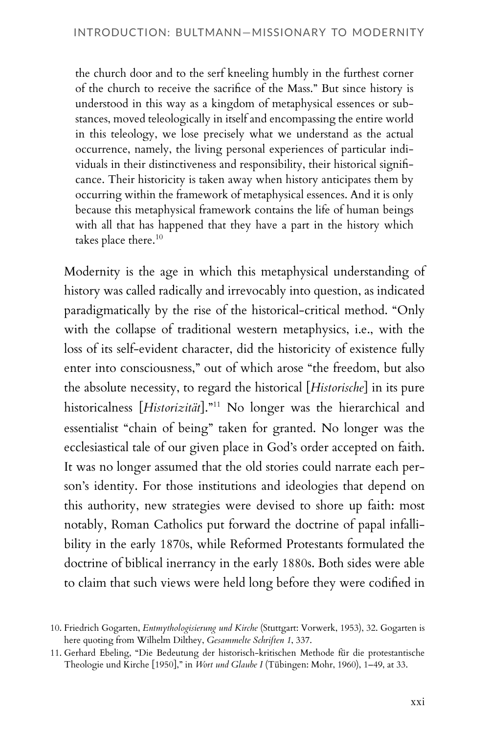> the church door and to the serf kneeling humbly in the furthest corner of the church to receive the sacrifice of the Mass." But since history is understood in this way as a kingdom of metaphysical essences or substances, moved teleologically in itself and encompassing the entire world in this teleology, we lose precisely what we understand as the actual occurrence, namely, the living personal experiences of particular individuals in their distinctiveness and responsibility, their historical significance. Their historicity is taken away when history anticipates them by occurring within the framework of metaphysical essences. And it is only because this metaphysical framework contains the life of human beings with all that has happened that they have a part in the history which takes place there.[10]

Modernity is the age in which this metaphysical understanding of history was called radically and irrevocably into question, as indicated paradigmatically by the rise of the historical-critical method. "Only with the collapse of traditional western metaphysics, i.e., with the loss of its self-evident character, did the historicity of existence fully enter into consciousness," out of which arose "the freedom, but also the absolute necessity, to regard the historical [*Historische*] in its pure historicalness [*Historizität*]."[11] No longer was the hierarchical and essentialist "chain of being" taken for granted. No longer was the ecclesiastical tale of our given place in God's order accepted on faith. It was no longer assumed that the old stories could narrate each person's identity. For those institutions and ideologies that depend on this authority, new strategies were devised to shore up faith: most notably, Roman Catholics put forward the doctrine of papal infallibility in the early 1870s, while Reformed Protestants formulated the doctrine of biblical inerrancy in the early 1880s. Both sides were able to claim that such views were held long before they were codified in

10. Friedrich Gogarten, *Entmythologisierung und Kirche* (Stuttgart: Vorwerk, 1953), 32. Gogarten is here quoting from Wilhelm Dilthey, *Gesammelte Schriften 1*, 337.

11. Gerhard Ebeling, "Die Bedeutung der historisch-kritischen Methode für die protestantische Theologie und Kirche [1950]," in *Wort und Glaube I* (Tübingen: Mohr, 1960), 1–49, at 33.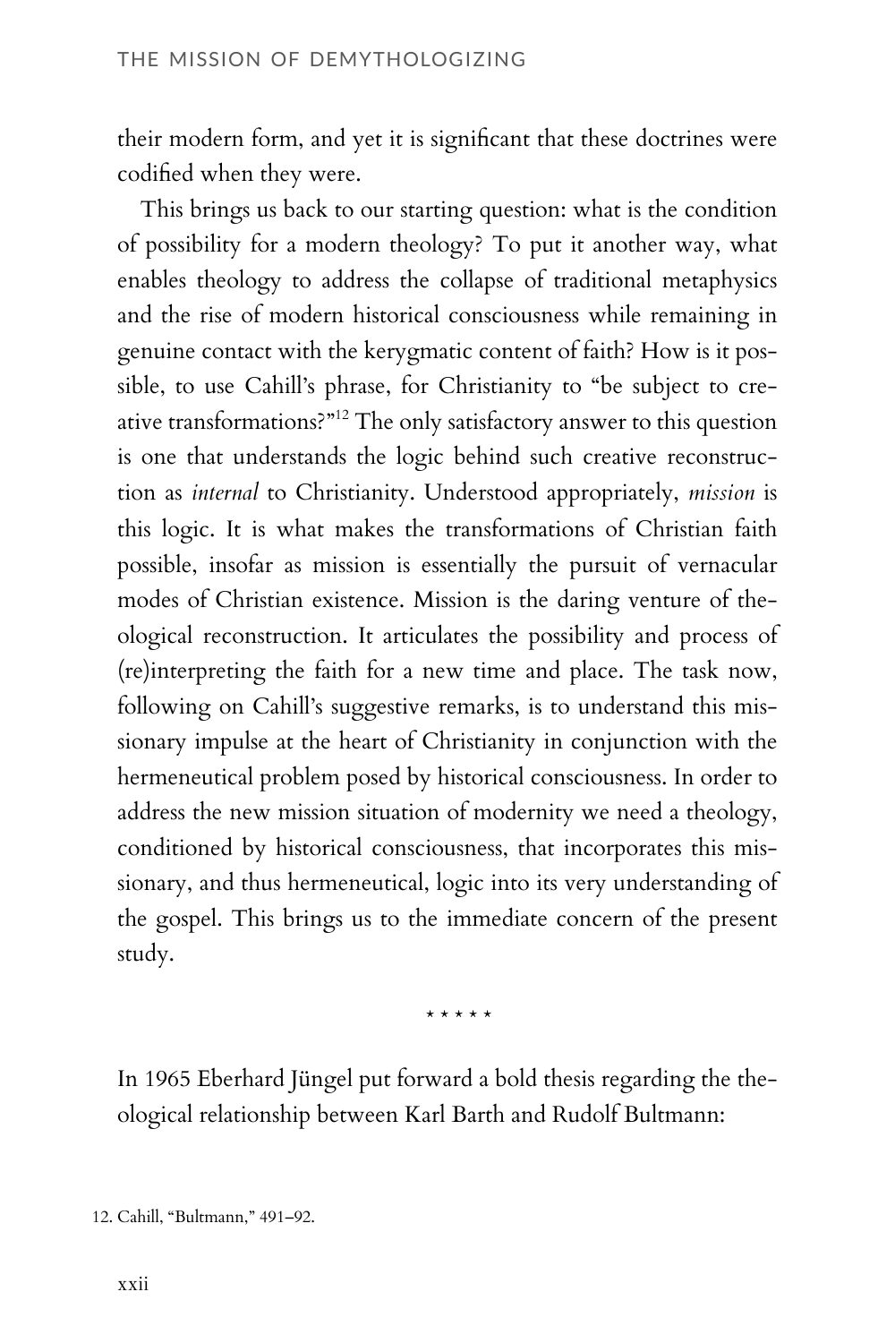their modern form, and yet it is significant that these doctrines were codified when they were.

This brings us back to our starting question: what is the condition of possibility for a modern theology? To put it another way, what enables theology to address the collapse of traditional metaphysics and the rise of modern historical consciousness while remaining in genuine contact with the kerygmatic content of faith? How is it possible, to use Cahill's phrase, for Christianity to "be subject to creative transformations?"[12] The only satisfactory answer to this question is one that understands the logic behind such creative reconstruction as *internal* to Christianity. Understood appropriately, *mission* is this logic. It is what makes the transformations of Christian faith possible, insofar as mission is essentially the pursuit of vernacular modes of Christian existence. Mission is the daring venture of theological reconstruction. It articulates the possibility and process of (re)interpreting the faith for a new time and place. The task now, following on Cahill's suggestive remarks, is to understand this missionary impulse at the heart of Christianity in conjunction with the hermeneutical problem posed by historical consciousness. In order to address the new mission situation of modernity we need a theology, conditioned by historical consciousness, that incorporates this missionary, and thus hermeneutical, logic into its very understanding of the gospel. This brings us to the immediate concern of the present study.

\* \* \* \* \*

In 1965 Eberhard Jüngel put forward a bold thesis regarding the theological relationship between Karl Barth and Rudolf Bultmann:

12. Cahill, "Bultmann," 491–92.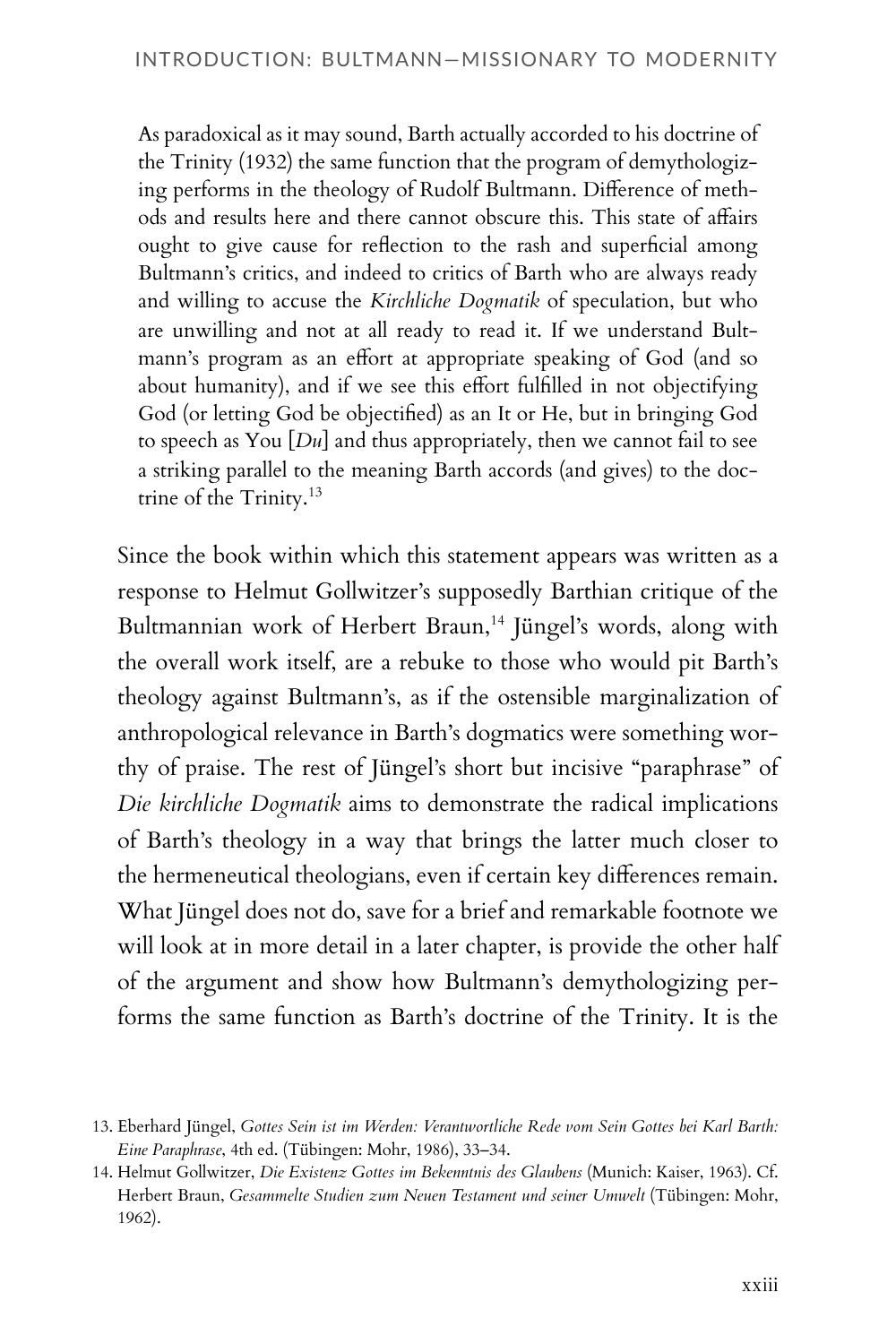> As paradoxical as it may sound, Barth actually accorded to his doctrine of the Trinity (1932) the same function that the program of demythologizing performs in the theology of Rudolf Bultmann. Difference of methods and results here and there cannot obscure this. This state of affairs ought to give cause for reflection to the rash and superficial among Bultmann's critics, and indeed to critics of Barth who are always ready and willing to accuse the *Kirchliche Dogmatik* of speculation, but who are unwilling and not at all ready to read it. If we understand Bultmann's program as an effort at appropriate speaking of God (and so about humanity), and if we see this effort fulfilled in not objectifying God (or letting God be objectified) as an It or He, but in bringing God to speech as You [*Du*] and thus appropriately, then we cannot fail to see a striking parallel to the meaning Barth accords (and gives) to the doctrine of the Trinity.[13]

Since the book within which this statement appears was written as a response to Helmut Gollwitzer's supposedly Barthian critique of the Bultmannian work of Herbert Braun,[14] Jüngel's words, along with the overall work itself, are a rebuke to those who would pit Barth's theology against Bultmann's, as if the ostensible marginalization of anthropological relevance in Barth's dogmatics were something worthy of praise. The rest of Jüngel's short but incisive "paraphrase" of *Die kirchliche Dogmatik* aims to demonstrate the radical implications of Barth's theology in a way that brings the latter much closer to the hermeneutical theologians, even if certain key differences remain. What Jüngel does not do, save for a brief and remarkable footnote we will look at in more detail in a later chapter, is provide the other half of the argument and show how Bultmann's demythologizing performs the same function as Barth's doctrine of the Trinity. It is the

13. Eberhard Jüngel, *Gottes Sein ist im Werden: Verantwortliche Rede vom Sein Gottes bei Karl Barth: Eine Paraphrase*, 4th ed. (Tübingen: Mohr, 1986), 33–34.

14. Helmut Gollwitzer, *Die Existenz Gottes im Bekenntnis des Glaubens* (Munich: Kaiser, 1963). Cf. Herbert Braun, *Gesammelte Studien zum Neuen Testament und seiner Umwelt* (Tübingen: Mohr, 1962).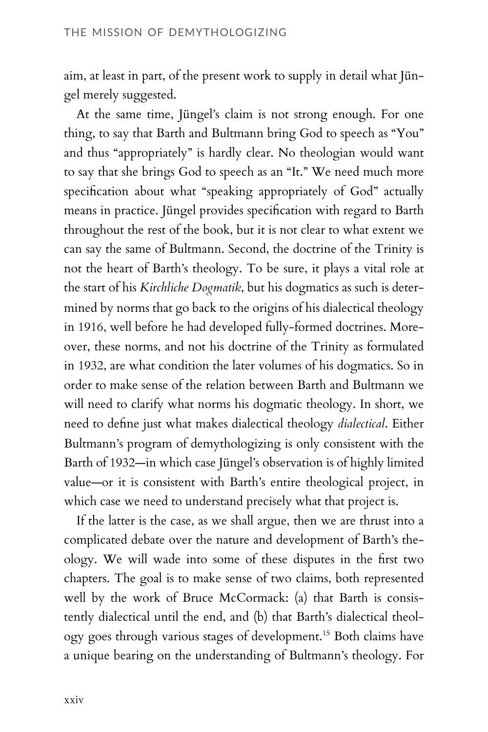aim, at least in part, of the present work to supply in detail what Jüngel merely suggested.

At the same time, Jüngel's claim is not strong enough. For one thing, to say that Barth and Bultmann bring God to speech as "You" and thus "appropriately" is hardly clear. No theologian would want to say that she brings God to speech as an "It." We need much more specification about what "speaking appropriately of God" actually means in practice. Jüngel provides specification with regard to Barth throughout the rest of the book, but it is not clear to what extent we can say the same of Bultmann. Second, the doctrine of the Trinity is not the heart of Barth's theology. To be sure, it plays a vital role at the start of his *Kirchliche Dogmatik*, but his dogmatics as such is determined by norms that go back to the origins of his dialectical theology in 1916, well before he had developed fully-formed doctrines. Moreover, these norms, and not his doctrine of the Trinity as formulated in 1932, are what condition the later volumes of his dogmatics. So in order to make sense of the relation between Barth and Bultmann we will need to clarify what norms his dogmatic theology. In short, we need to define just what makes dialectical theology *dialectical*. Either Bultmann's program of demythologizing is only consistent with the Barth of 1932—in which case Jüngel's observation is of highly limited value—or it is consistent with Barth's entire theological project, in which case we need to understand precisely what that project is.

If the latter is the case, as we shall argue, then we are thrust into a complicated debate over the nature and development of Barth's theology. We will wade into some of these disputes in the first two chapters. The goal is to make sense of two claims, both represented well by the work of Bruce McCormack: (a) that Barth is consistently dialectical until the end, and (b) that Barth's dialectical theology goes through various stages of development.[15] Both claims have a unique bearing on the understanding of Bultmann's theology. For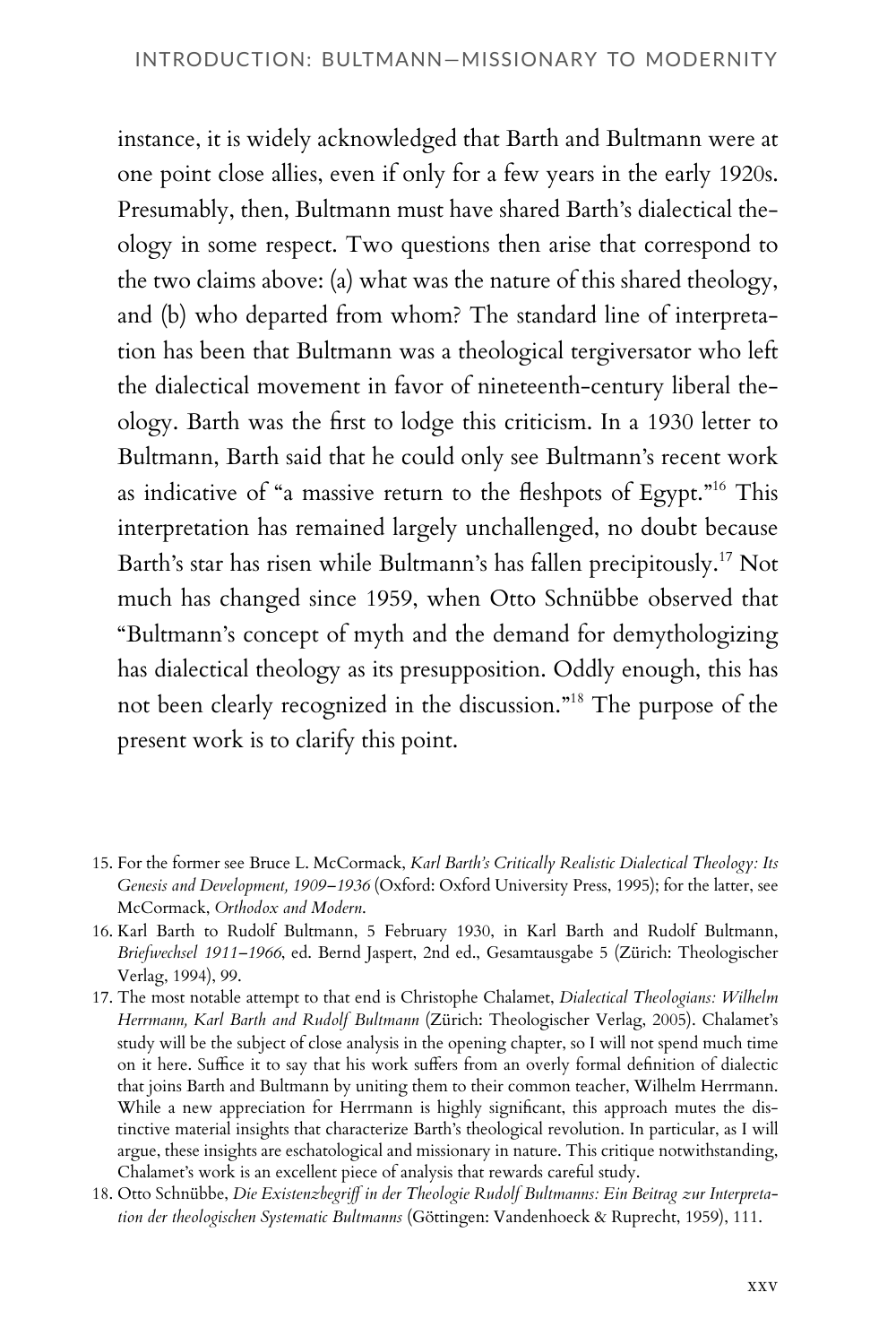instance, it is widely acknowledged that Barth and Bultmann were at one point close allies, even if only for a few years in the early 1920s. Presumably, then, Bultmann must have shared Barth's dialectical theology in some respect. Two questions then arise that correspond to the two claims above: (a) what was the nature of this shared theology, and (b) who departed from whom? The standard line of interpretation has been that Bultmann was a theological tergiversator who left the dialectical movement in favor of nineteenth-century liberal theology. Barth was the first to lodge this criticism. In a 1930 letter to Bultmann, Barth said that he could only see Bultmann's recent work as indicative of "a massive return to the fleshpots of Egypt."[16] This interpretation has remained largely unchallenged, no doubt because Barth's star has risen while Bultmann's has fallen precipitously.[17] Not much has changed since 1959, when Otto Schnübbe observed that "Bultmann's concept of myth and the demand for demythologizing has dialectical theology as its presupposition. Oddly enough, this has not been clearly recognized in the discussion."[18] The purpose of the present work is to clarify this point.

15. For the former see Bruce L. McCormack, *Karl Barth's Critically Realistic Dialectical Theology: Its Genesis and Development, 1909–1936* (Oxford: Oxford University Press, 1995); for the latter, see McCormack, *Orthodox and Modern*.
16. Karl Barth to Rudolf Bultmann, 5 February 1930, in Karl Barth and Rudolf Bultmann, *Briefwechsel 1911–1966*, ed. Bernd Jaspert, 2nd ed., Gesamtausgabe 5 (Zürich: Theologischer Verlag, 1994), 99.
17. The most notable attempt to that end is Christophe Chalamet, *Dialectical Theologians: Wilhelm Herrmann, Karl Barth and Rudolf Bultmann* (Zürich: Theologischer Verlag, 2005). Chalamet's study will be the subject of close analysis in the opening chapter, so I will not spend much time on it here. Suffice it to say that his work suffers from an overly formal definition of dialectic that joins Barth and Bultmann by uniting them to their common teacher, Wilhelm Herrmann. While a new appreciation for Herrmann is highly significant, this approach mutes the distinctive material insights that characterize Barth's theological revolution. In particular, as I will argue, these insights are eschatological and missionary in nature. This critique notwithstanding, Chalamet's work is an excellent piece of analysis that rewards careful study.
18. Otto Schnübbe, *Die Existenzbegriff in der Theologie Rudolf Bultmanns: Ein Beitrag zur Interpretation der theologischen Systematic Bultmanns* (Göttingen: Vandenhoeck & Ruprecht, 1959), 111.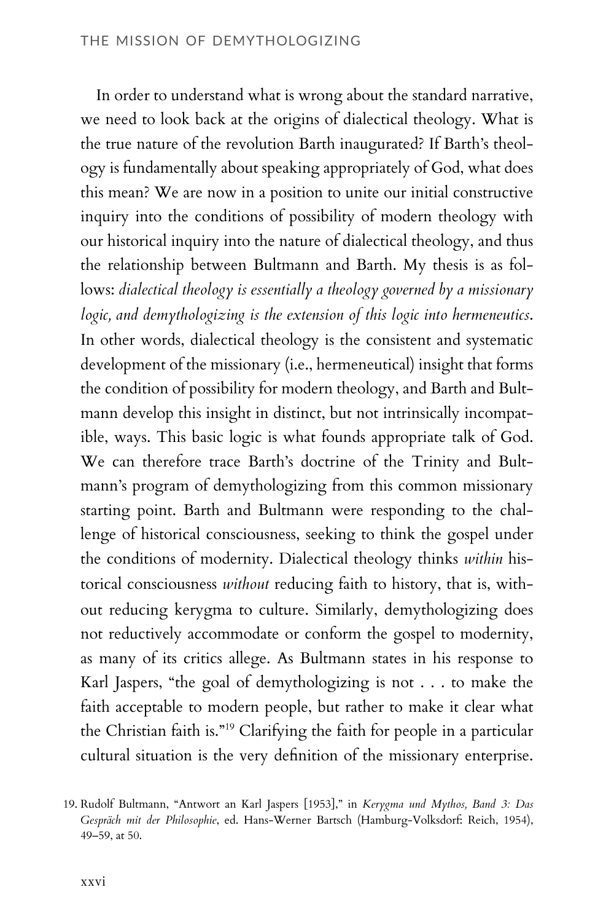In order to understand what is wrong about the standard narrative, we need to look back at the origins of dialectical theology. What is the true nature of the revolution Barth inaugurated? If Barth's theology is fundamentally about speaking appropriately of God, what does this mean? We are now in a position to unite our initial constructive inquiry into the conditions of possibility of modern theology with our historical inquiry into the nature of dialectical theology, and thus the relationship between Bultmann and Barth. My thesis is as follows: *dialectical theology is essentially a theology governed by a missionary logic, and demythologizing is the extension of this logic into hermeneutics*. In other words, dialectical theology is the consistent and systematic development of the missionary (i.e., hermeneutical) insight that forms the condition of possibility for modern theology, and Barth and Bultmann develop this insight in distinct, but not intrinsically incompatible, ways. This basic logic is what founds appropriate talk of God. We can therefore trace Barth's doctrine of the Trinity and Bultmann's program of demythologizing from this common missionary starting point. Barth and Bultmann were responding to the challenge of historical consciousness, seeking to think the gospel under the conditions of modernity. Dialectical theology thinks *within* historical consciousness *without* reducing faith to history, that is, without reducing kerygma to culture. Similarly, demythologizing does not reductively accommodate or conform the gospel to modernity, as many of its critics allege. As Bultmann states in his response to Karl Jaspers, "the goal of demythologizing is not . . . to make the faith acceptable to modern people, but rather to make it clear what the Christian faith is."[19] Clarifying the faith for people in a particular cultural situation is the very definition of the missionary enterprise.

19. Rudolf Bultmann, "Antwort an Karl Jaspers [1953]," in *Kerygma und Mythos, Band 3: Das Gespräch mit der Philosophie*, ed. Hans-Werner Bartsch (Hamburg-Volksdorf: Reich, 1954), 49–59, at 50.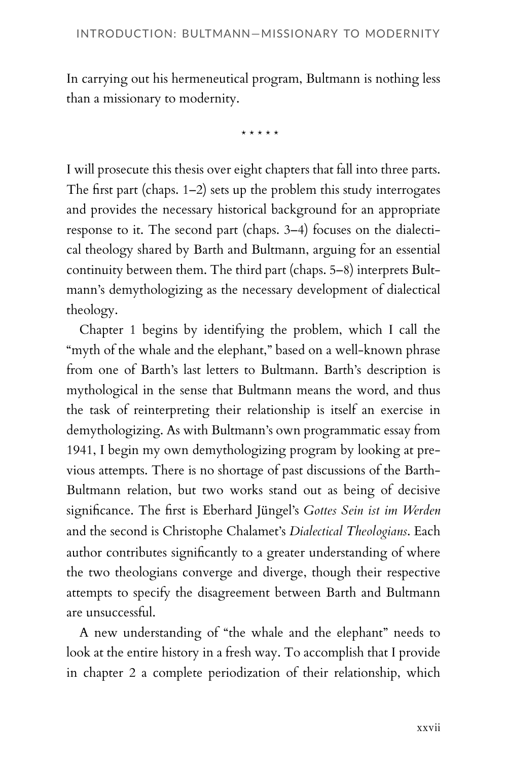In carrying out his hermeneutical program, Bultmann is nothing less than a missionary to modernity.

\* \* \* \* \*

I will prosecute this thesis over eight chapters that fall into three parts. The first part (chaps. 1–2) sets up the problem this study interrogates and provides the necessary historical background for an appropriate response to it. The second part (chaps. 3–4) focuses on the dialectical theology shared by Barth and Bultmann, arguing for an essential continuity between them. The third part (chaps. 5–8) interprets Bultmann's demythologizing as the necessary development of dialectical theology.

Chapter 1 begins by identifying the problem, which I call the "myth of the whale and the elephant," based on a well-known phrase from one of Barth's last letters to Bultmann. Barth's description is mythological in the sense that Bultmann means the word, and thus the task of reinterpreting their relationship is itself an exercise in demythologizing. As with Bultmann's own programmatic essay from 1941, I begin my own demythologizing program by looking at previous attempts. There is no shortage of past discussions of the Barth-Bultmann relation, but two works stand out as being of decisive significance. The first is Eberhard Jüngel's *Gottes Sein ist im Werden* and the second is Christophe Chalamet's *Dialectical Theologians*. Each author contributes significantly to a greater understanding of where the two theologians converge and diverge, though their respective attempts to specify the disagreement between Barth and Bultmann are unsuccessful.

A new understanding of "the whale and the elephant" needs to look at the entire history in a fresh way. To accomplish that I provide in chapter 2 a complete periodization of their relationship, which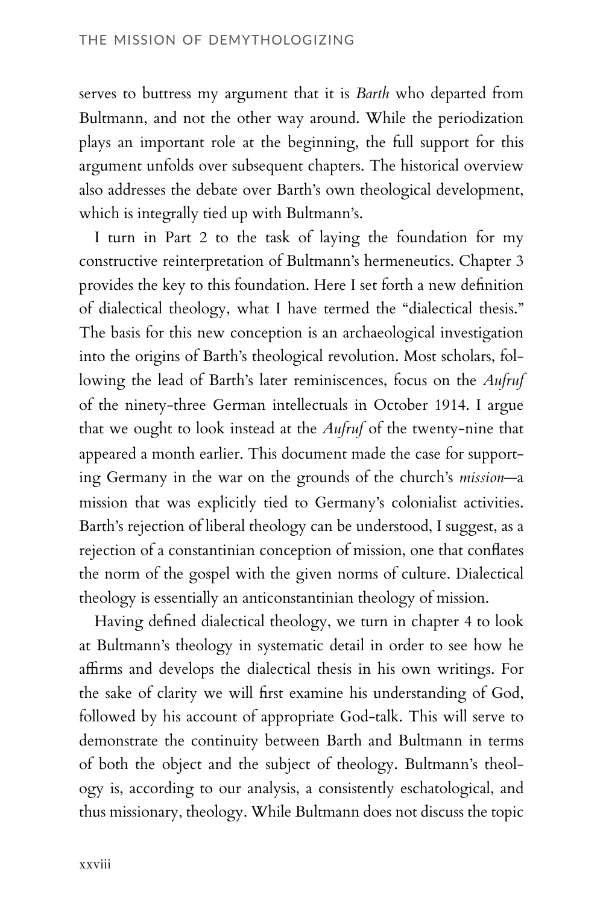serves to buttress my argument that it is *Barth* who departed from Bultmann, and not the other way around. While the periodization plays an important role at the beginning, the full support for this argument unfolds over subsequent chapters. The historical overview also addresses the debate over Barth's own theological development, which is integrally tied up with Bultmann's.

I turn in Part 2 to the task of laying the foundation for my constructive reinterpretation of Bultmann's hermeneutics. Chapter 3 provides the key to this foundation. Here I set forth a new definition of dialectical theology, what I have termed the "dialectical thesis." The basis for this new conception is an archaeological investigation into the origins of Barth's theological revolution. Most scholars, following the lead of Barth's later reminiscences, focus on the *Aufruf* of the ninety-three German intellectuals in October 1914. I argue that we ought to look instead at the *Aufruf* of the twenty-nine that appeared a month earlier. This document made the case for supporting Germany in the war on the grounds of the church's *mission*—a mission that was explicitly tied to Germany's colonialist activities. Barth's rejection of liberal theology can be understood, I suggest, as a rejection of a constantinian conception of mission, one that conflates the norm of the gospel with the given norms of culture. Dialectical theology is essentially an anticonstantinian theology of mission.

Having defined dialectical theology, we turn in chapter 4 to look at Bultmann's theology in systematic detail in order to see how he affirms and develops the dialectical thesis in his own writings. For the sake of clarity we will first examine his understanding of God, followed by his account of appropriate God-talk. This will serve to demonstrate the continuity between Barth and Bultmann in terms of both the object and the subject of theology. Bultmann's theology is, according to our analysis, a consistently eschatological, and thus missionary, theology. While Bultmann does not discuss the topic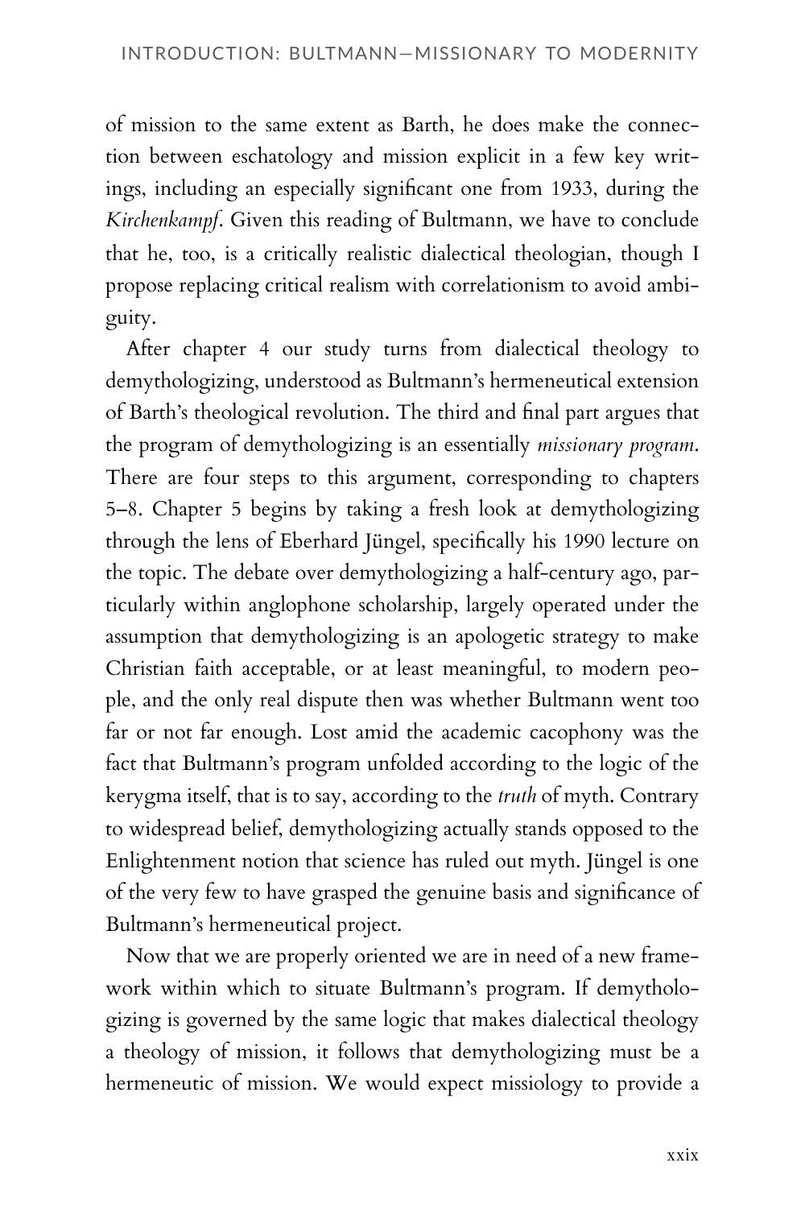of mission to the same extent as Barth, he does make the connection between eschatology and mission explicit in a few key writings, including an especially significant one from 1933, during the *Kirchenkampf*. Given this reading of Bultmann, we have to conclude that he, too, is a critically realistic dialectical theologian, though I propose replacing critical realism with correlationism to avoid ambiguity.

After chapter 4 our study turns from dialectical theology to demythologizing, understood as Bultmann's hermeneutical extension of Barth's theological revolution. The third and final part argues that the program of demythologizing is an essentially *missionary program*. There are four steps to this argument, corresponding to chapters 5–8. Chapter 5 begins by taking a fresh look at demythologizing through the lens of Eberhard Jüngel, specifically his 1990 lecture on the topic. The debate over demythologizing a half-century ago, particularly within anglophone scholarship, largely operated under the assumption that demythologizing is an apologetic strategy to make Christian faith acceptable, or at least meaningful, to modern people, and the only real dispute then was whether Bultmann went too far or not far enough. Lost amid the academic cacophony was the fact that Bultmann's program unfolded according to the logic of the kerygma itself, that is to say, according to the *truth* of myth. Contrary to widespread belief, demythologizing actually stands opposed to the Enlightenment notion that science has ruled out myth. Jüngel is one of the very few to have grasped the genuine basis and significance of Bultmann's hermeneutical project.

Now that we are properly oriented we are in need of a new framework within which to situate Bultmann's program. If demythologizing is governed by the same logic that makes dialectical theology a theology of mission, it follows that demythologizing must be a hermeneutic of mission. We would expect missiology to provide a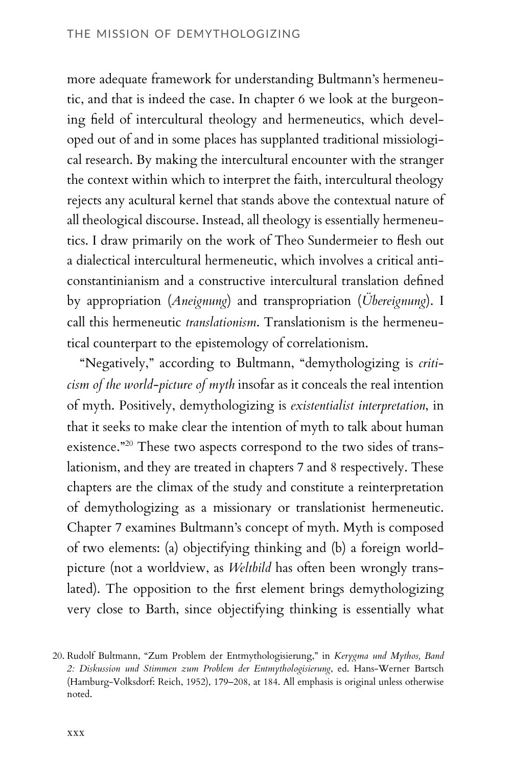more adequate framework for understanding Bultmann's hermeneutic, and that is indeed the case. In chapter 6 we look at the burgeoning field of intercultural theology and hermeneutics, which developed out of and in some places has supplanted traditional missiological research. By making the intercultural encounter with the stranger the context within which to interpret the faith, intercultural theology rejects any acultural kernel that stands above the contextual nature of all theological discourse. Instead, all theology is essentially hermeneutics. I draw primarily on the work of Theo Sundermeier to flesh out a dialectical intercultural hermeneutic, which involves a critical anti-constantinianism and a constructive intercultural translation defined by appropriation (*Aneignung*) and transpropriation (*Übereignung*). I call this hermeneutic *translationism*. Translationism is the hermeneutical counterpart to the epistemology of correlationism.

"Negatively," according to Bultmann, "demythologizing is *criticism of the world-picture of myth* insofar as it conceals the real intention of myth. Positively, demythologizing is *existentialist interpretation*, in that it seeks to make clear the intention of myth to talk about human existence."[20] These two aspects correspond to the two sides of translationism, and they are treated in chapters 7 and 8 respectively. These chapters are the climax of the study and constitute a reinterpretation of demythologizing as a missionary or translationist hermeneutic. Chapter 7 examines Bultmann's concept of myth. Myth is composed of two elements: (a) objectifying thinking and (b) a foreign world-picture (not a worldview, as *Weltbild* has often been wrongly translated). The opposition to the first element brings demythologizing very close to Barth, since objectifying thinking is essentially what

20. Rudolf Bultmann, "Zum Problem der Entmythologisierung," in *Kerygma und Mythos, Band 2: Diskussion und Stimmen zum Problem der Entmythologisierung*, ed. Hans-Werner Bartsch (Hamburg-Volksdorf: Reich, 1952), 179–208, at 184. All emphasis is original unless otherwise noted.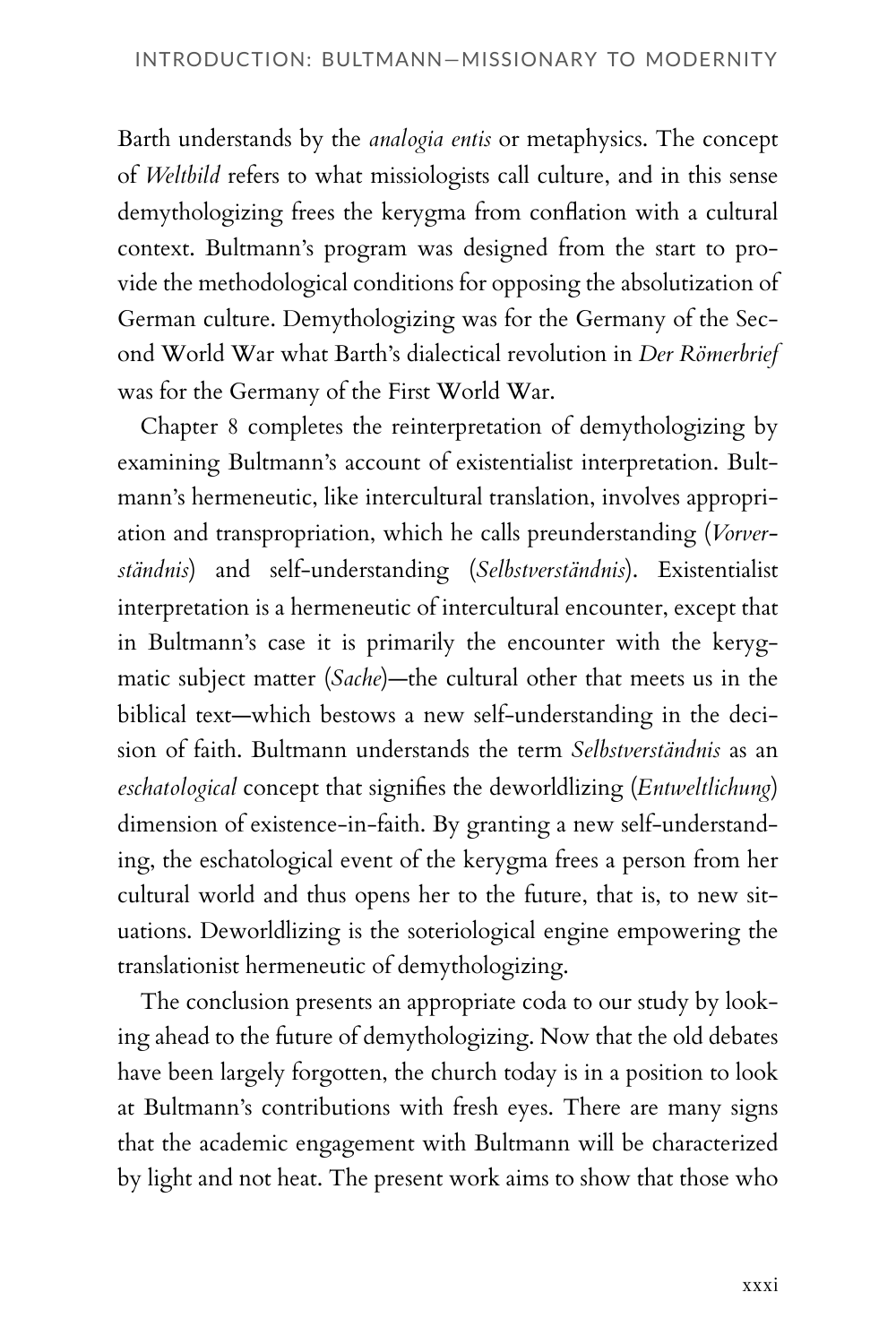Barth understands by the *analogia entis* or metaphysics. The concept of *Weltbild* refers to what missiologists call culture, and in this sense demythologizing frees the kerygma from conflation with a cultural context. Bultmann's program was designed from the start to provide the methodological conditions for opposing the absolutization of German culture. Demythologizing was for the Germany of the Second World War what Barth's dialectical revolution in *Der Römerbrief* was for the Germany of the First World War.

Chapter 8 completes the reinterpretation of demythologizing by examining Bultmann's account of existentialist interpretation. Bultmann's hermeneutic, like intercultural translation, involves appropriation and transpropriation, which he calls preunderstanding (*Vorverständnis*) and self-understanding (*Selbstverständnis*). Existentialist interpretation is a hermeneutic of intercultural encounter, except that in Bultmann's case it is primarily the encounter with the kerygmatic subject matter (*Sache*)—the cultural other that meets us in the biblical text—which bestows a new self-understanding in the decision of faith. Bultmann understands the term *Selbstverständnis* as an *eschatological* concept that signifies the deworldlizing (*Entweltlichung*) dimension of existence-in-faith. By granting a new self-understanding, the eschatological event of the kerygma frees a person from her cultural world and thus opens her to the future, that is, to new situations. Deworldlizing is the soteriological engine empowering the translationist hermeneutic of demythologizing.

The conclusion presents an appropriate coda to our study by looking ahead to the future of demythologizing. Now that the old debates have been largely forgotten, the church today is in a position to look at Bultmann's contributions with fresh eyes. There are many signs that the academic engagement with Bultmann will be characterized by light and not heat. The present work aims to show that those who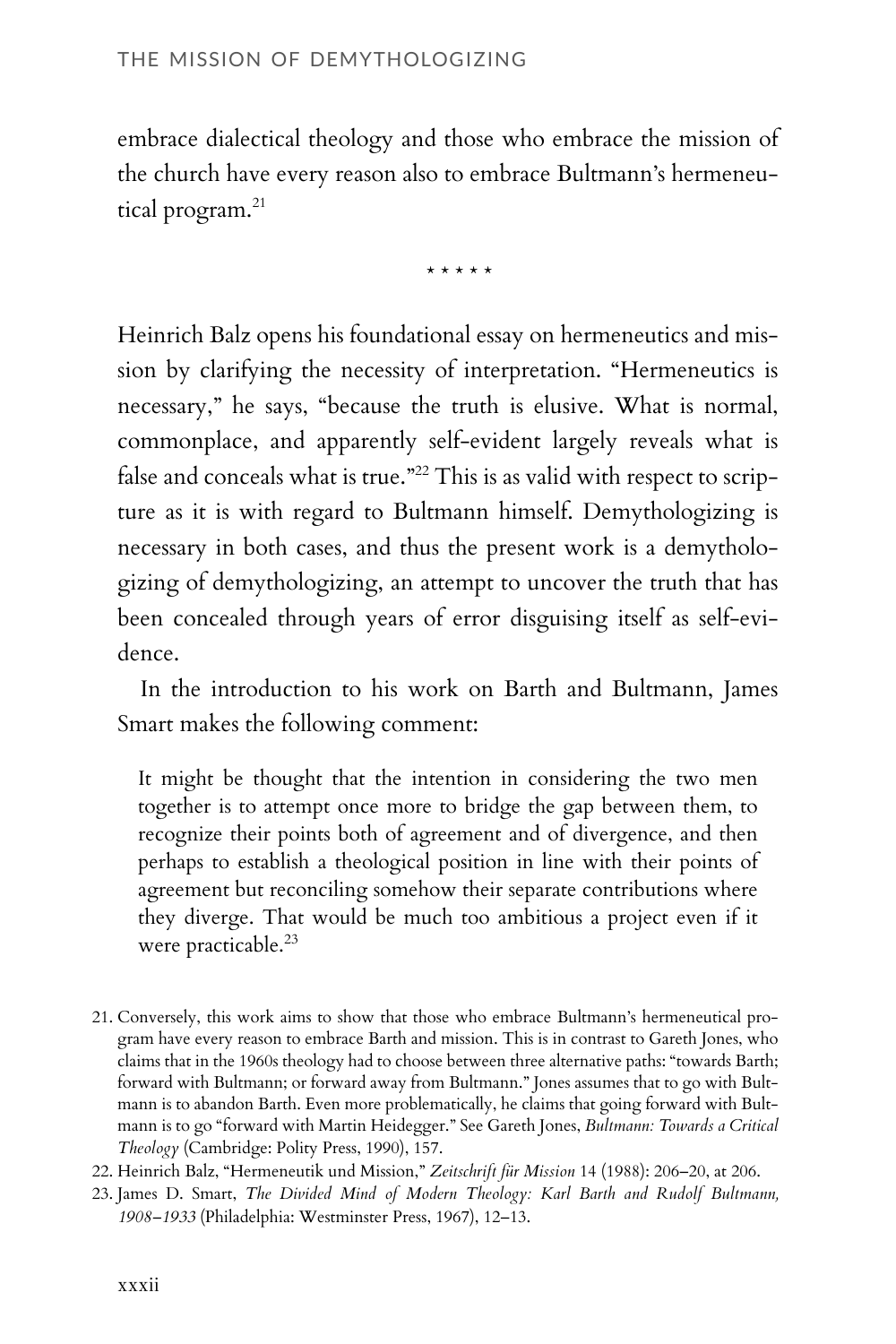embrace dialectical theology and those who embrace the mission of the church have every reason also to embrace Bultmann's hermeneutical program.[21]

\* \* \* \* \*

Heinrich Balz opens his foundational essay on hermeneutics and mission by clarifying the necessity of interpretation. "Hermeneutics is necessary," he says, "because the truth is elusive. What is normal, commonplace, and apparently self-evident largely reveals what is false and conceals what is true."[22] This is as valid with respect to scripture as it is with regard to Bultmann himself. Demythologizing is necessary in both cases, and thus the present work is a demythologizing of demythologizing, an attempt to uncover the truth that has been concealed through years of error disguising itself as self-evidence.

In the introduction to his work on Barth and Bultmann, James Smart makes the following comment:

> It might be thought that the intention in considering the two men together is to attempt once more to bridge the gap between them, to recognize their points both of agreement and of divergence, and then perhaps to establish a theological position in line with their points of agreement but reconciling somehow their separate contributions where they diverge. That would be much too ambitious a project even if it were practicable.[23]

21. Conversely, this work aims to show that those who embrace Bultmann's hermeneutical program have every reason to embrace Barth and mission. This is in contrast to Gareth Jones, who claims that in the 1960s theology had to choose between three alternative paths: "towards Barth; forward with Bultmann; or forward away from Bultmann." Jones assumes that to go with Bultmann is to abandon Barth. Even more problematically, he claims that going forward with Bultmann is to go "forward with Martin Heidegger." See Gareth Jones, *Bultmann: Towards a Critical Theology* (Cambridge: Polity Press, 1990), 157.

22. Heinrich Balz, "Hermeneutik und Mission," *Zeitschrift für Mission* 14 (1988): 206–20, at 206.

23. James D. Smart, *The Divided Mind of Modern Theology: Karl Barth and Rudolf Bultmann, 1908–1933* (Philadelphia: Westminster Press, 1967), 12–13.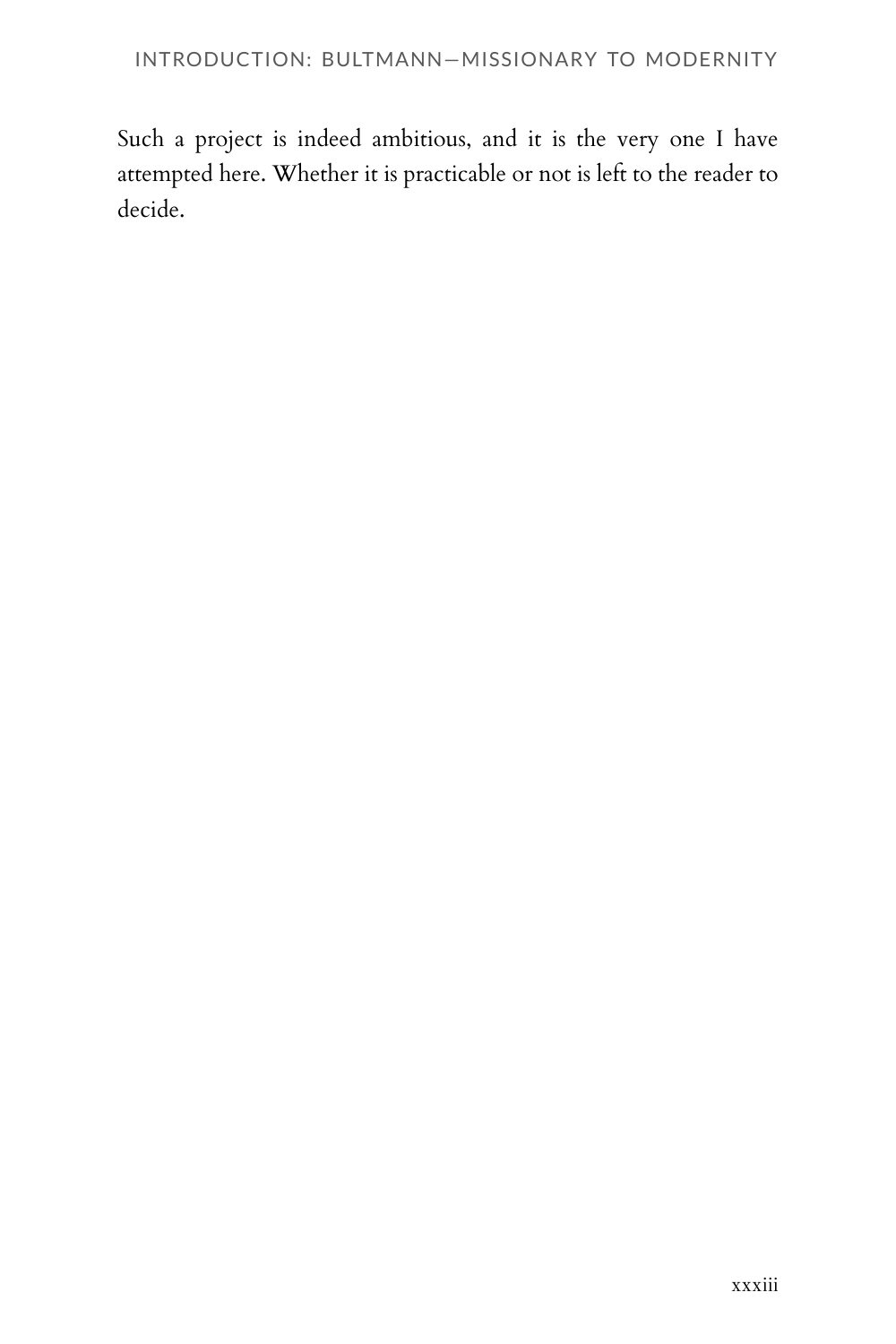Such a project is indeed ambitious, and it is the very one I have attempted here. Whether it is practicable or not is left to the reader to decide.